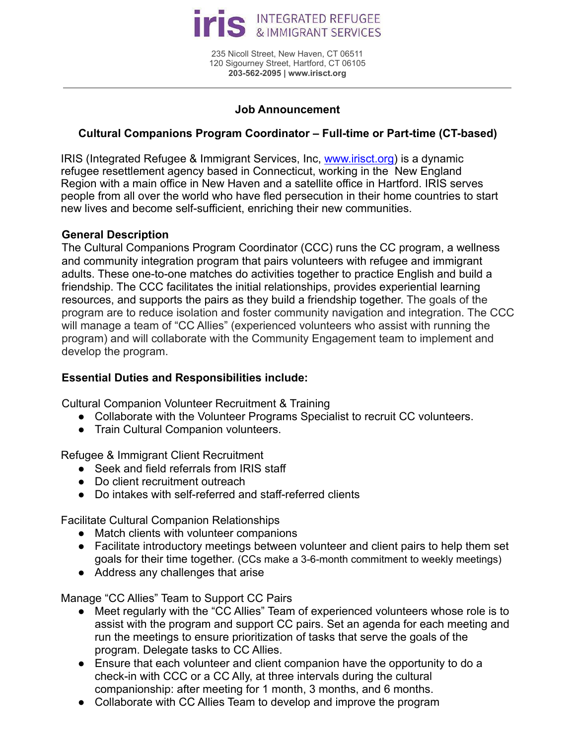iris INTEGRATED REFUGEE & IMMIGRANT SERVICES

235 Nicoll Street, New Haven, CT 06511
120 Sigourney Street, Hartford, CT 06105
**203-562-2095 | www.irisct.org**

---

## Job Announcement

### Cultural Companions Program Coordinator – Full-time or Part-time (CT-based)

IRIS (Integrated Refugee & Immigrant Services, Inc, www.irisct.org) is a dynamic refugee resettlement agency based in Connecticut, working in the New England Region with a main office in New Haven and a satellite office in Hartford. IRIS serves people from all over the world who have fled persecution in their home countries to start new lives and become self-sufficient, enriching their new communities.

**General Description**

The Cultural Companions Program Coordinator (CCC) runs the CC program, a wellness and community integration program that pairs volunteers with refugee and immigrant adults. These one-to-one matches do activities together to practice English and build a friendship. The CCC facilitates the initial relationships, provides experiential learning resources, and supports the pairs as they build a friendship together. The goals of the program are to reduce isolation and foster community navigation and integration. The CCC will manage a team of "CC Allies" (experienced volunteers who assist with running the program) and will collaborate with the Community Engagement team to implement and develop the program.

**Essential Duties and Responsibilities include:**

Cultural Companion Volunteer Recruitment & Training

- Collaborate with the Volunteer Programs Specialist to recruit CC volunteers.
- Train Cultural Companion volunteers.

Refugee & Immigrant Client Recruitment

- Seek and field referrals from IRIS staff
- Do client recruitment outreach
- Do intakes with self-referred and staff-referred clients

Facilitate Cultural Companion Relationships

- Match clients with volunteer companions
- Facilitate introductory meetings between volunteer and client pairs to help them set goals for their time together. (CCs make a 3-6-month commitment to weekly meetings)
- Address any challenges that arise

Manage "CC Allies" Team to Support CC Pairs

- Meet regularly with the "CC Allies" Team of experienced volunteers whose role is to assist with the program and support CC pairs. Set an agenda for each meeting and run the meetings to ensure prioritization of tasks that serve the goals of the program. Delegate tasks to CC Allies.
- Ensure that each volunteer and client companion have the opportunity to do a check-in with CCC or a CC Ally, at three intervals during the cultural companionship: after meeting for 1 month, 3 months, and 6 months.
- Collaborate with CC Allies Team to develop and improve the program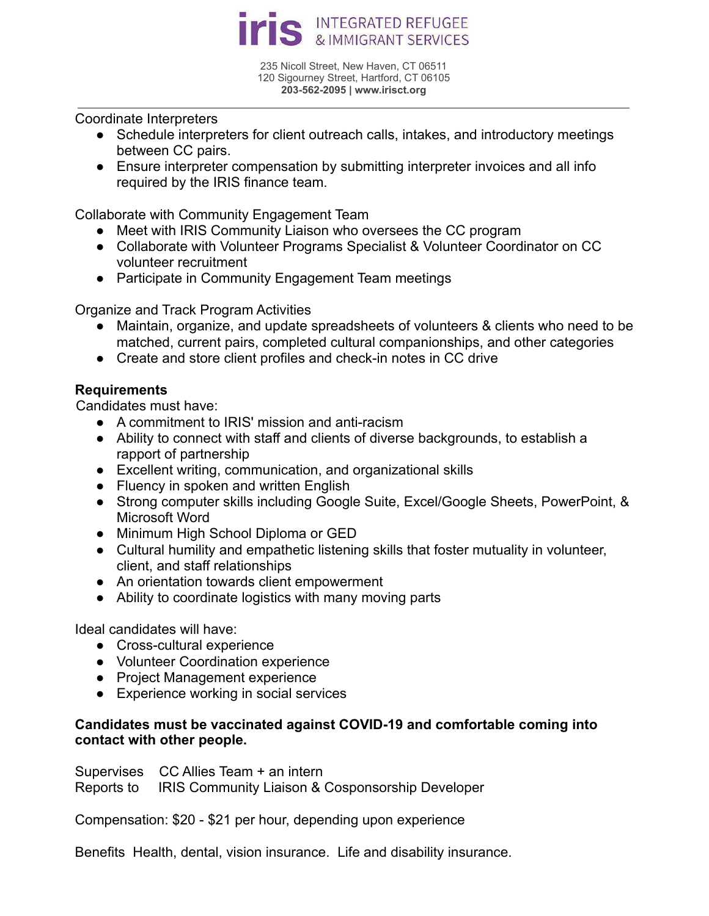Coordinate Interpreters

- Schedule interpreters for client outreach calls, intakes, and introductory meetings between CC pairs.
- Ensure interpreter compensation by submitting interpreter invoices and all info required by the IRIS finance team.

Collaborate with Community Engagement Team

- Meet with IRIS Community Liaison who oversees the CC program
- Collaborate with Volunteer Programs Specialist & Volunteer Coordinator on CC volunteer recruitment
- Participate in Community Engagement Team meetings

Organize and Track Program Activities

- Maintain, organize, and update spreadsheets of volunteers & clients who need to be matched, current pairs, completed cultural companionships, and other categories
- Create and store client profiles and check-in notes in CC drive

**Requirements**

Candidates must have:

- A commitment to IRIS' mission and anti-racism
- Ability to connect with staff and clients of diverse backgrounds, to establish a rapport of partnership
- Excellent writing, communication, and organizational skills
- Fluency in spoken and written English
- Strong computer skills including Google Suite, Excel/Google Sheets, PowerPoint, & Microsoft Word
- Minimum High School Diploma or GED
- Cultural humility and empathetic listening skills that foster mutuality in volunteer, client, and staff relationships
- An orientation towards client empowerment
- Ability to coordinate logistics with many moving parts

Ideal candidates will have:

- Cross-cultural experience
- Volunteer Coordination experience
- Project Management experience
- Experience working in social services

**Candidates must be vaccinated against COVID-19 and comfortable coming into contact with other people.**

Supervises CC Allies Team + an intern
Reports to IRIS Community Liaison & Cosponsorship Developer

Compensation: $20 - $21 per hour, depending upon experience

Benefits Health, dental, vision insurance. Life and disability insurance.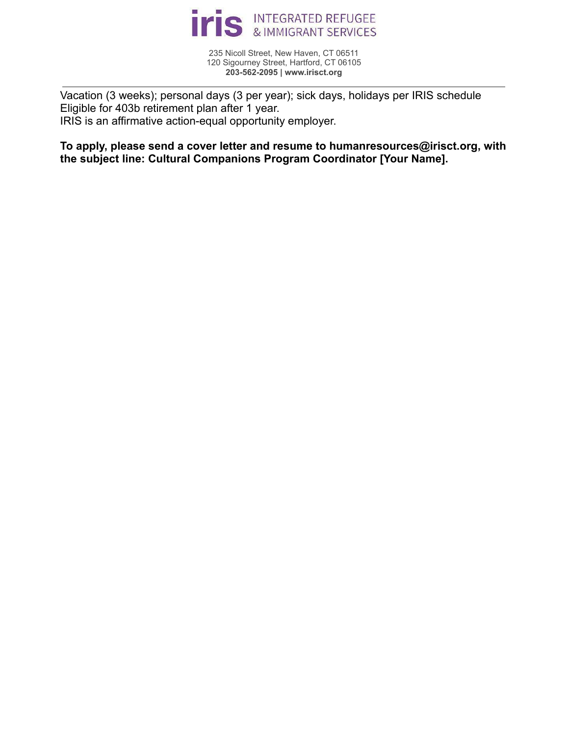Vacation (3 weeks); personal days (3 per year); sick days, holidays per IRIS schedule
Eligible for 403b retirement plan after 1 year.
IRIS is an affirmative action-equal opportunity employer.

**To apply, please send a cover letter and resume to humanresources@irisct.org, with the subject line: Cultural Companions Program Coordinator [Your Name].**